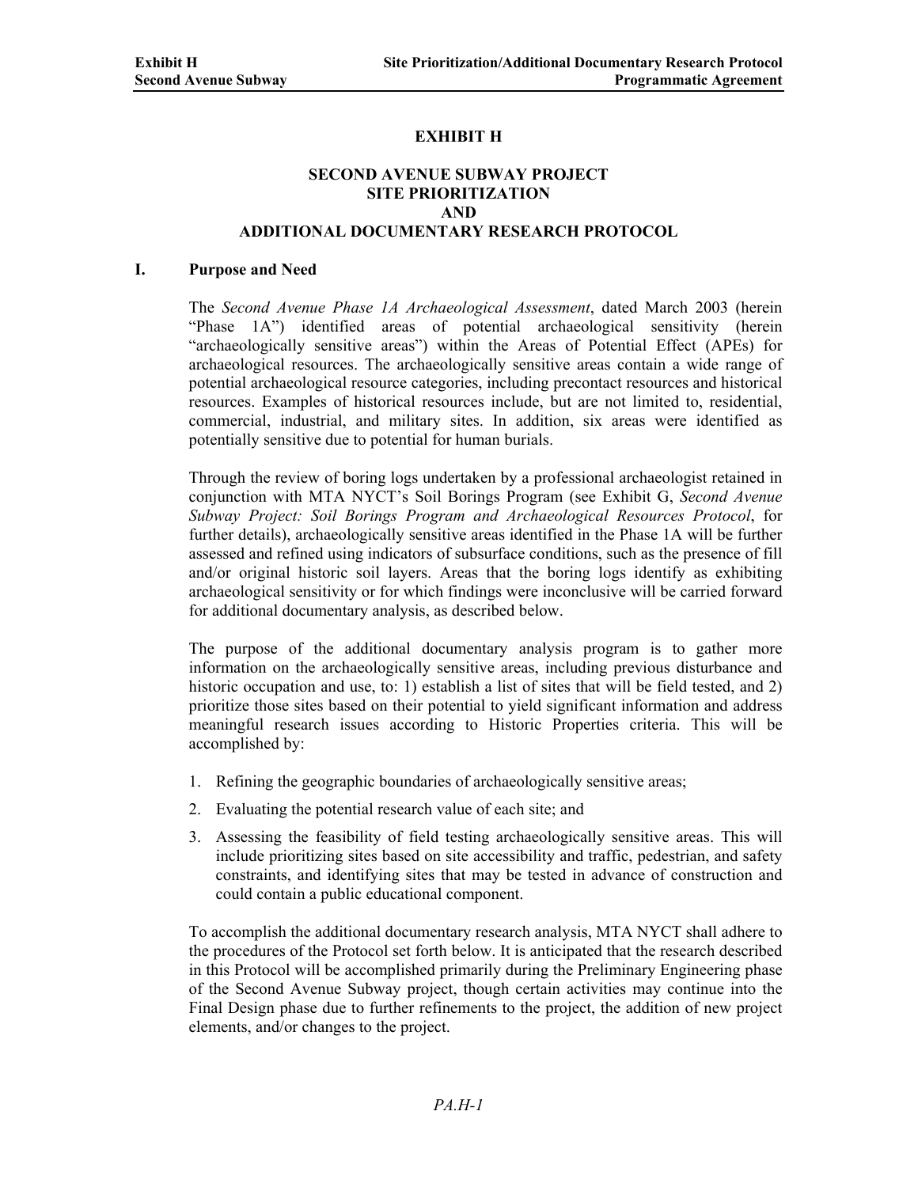# EXHIBIT H

## SECOND AVENUE SUBWAY PROJECT
## SITE PRIORITIZATION
## AND
## ADDITIONAL DOCUMENTARY RESEARCH PROTOCOL

### I. Purpose and Need

The *Second Avenue Phase 1A Archaeological Assessment*, dated March 2003 (herein "Phase 1A") identified areas of potential archaeological sensitivity (herein "archaeologically sensitive areas") within the Areas of Potential Effect (APEs) for archaeological resources. The archaeologically sensitive areas contain a wide range of potential archaeological resource categories, including precontact resources and historical resources. Examples of historical resources include, but are not limited to, residential, commercial, industrial, and military sites. In addition, six areas were identified as potentially sensitive due to potential for human burials.

Through the review of boring logs undertaken by a professional archaeologist retained in conjunction with MTA NYCT's Soil Borings Program (see Exhibit G, *Second Avenue Subway Project: Soil Borings Program and Archaeological Resources Protocol*, for further details), archaeologically sensitive areas identified in the Phase 1A will be further assessed and refined using indicators of subsurface conditions, such as the presence of fill and/or original historic soil layers. Areas that the boring logs identify as exhibiting archaeological sensitivity or for which findings were inconclusive will be carried forward for additional documentary analysis, as described below.

The purpose of the additional documentary analysis program is to gather more information on the archaeologically sensitive areas, including previous disturbance and historic occupation and use, to: 1) establish a list of sites that will be field tested, and 2) prioritize those sites based on their potential to yield significant information and address meaningful research issues according to Historic Properties criteria. This will be accomplished by:

1. Refining the geographic boundaries of archaeologically sensitive areas;
2. Evaluating the potential research value of each site; and
3. Assessing the feasibility of field testing archaeologically sensitive areas. This will include prioritizing sites based on site accessibility and traffic, pedestrian, and safety constraints, and identifying sites that may be tested in advance of construction and could contain a public educational component.

To accomplish the additional documentary research analysis, MTA NYCT shall adhere to the procedures of the Protocol set forth below. It is anticipated that the research described in this Protocol will be accomplished primarily during the Preliminary Engineering phase of the Second Avenue Subway project, though certain activities may continue into the Final Design phase due to further refinements to the project, the addition of new project elements, and/or changes to the project.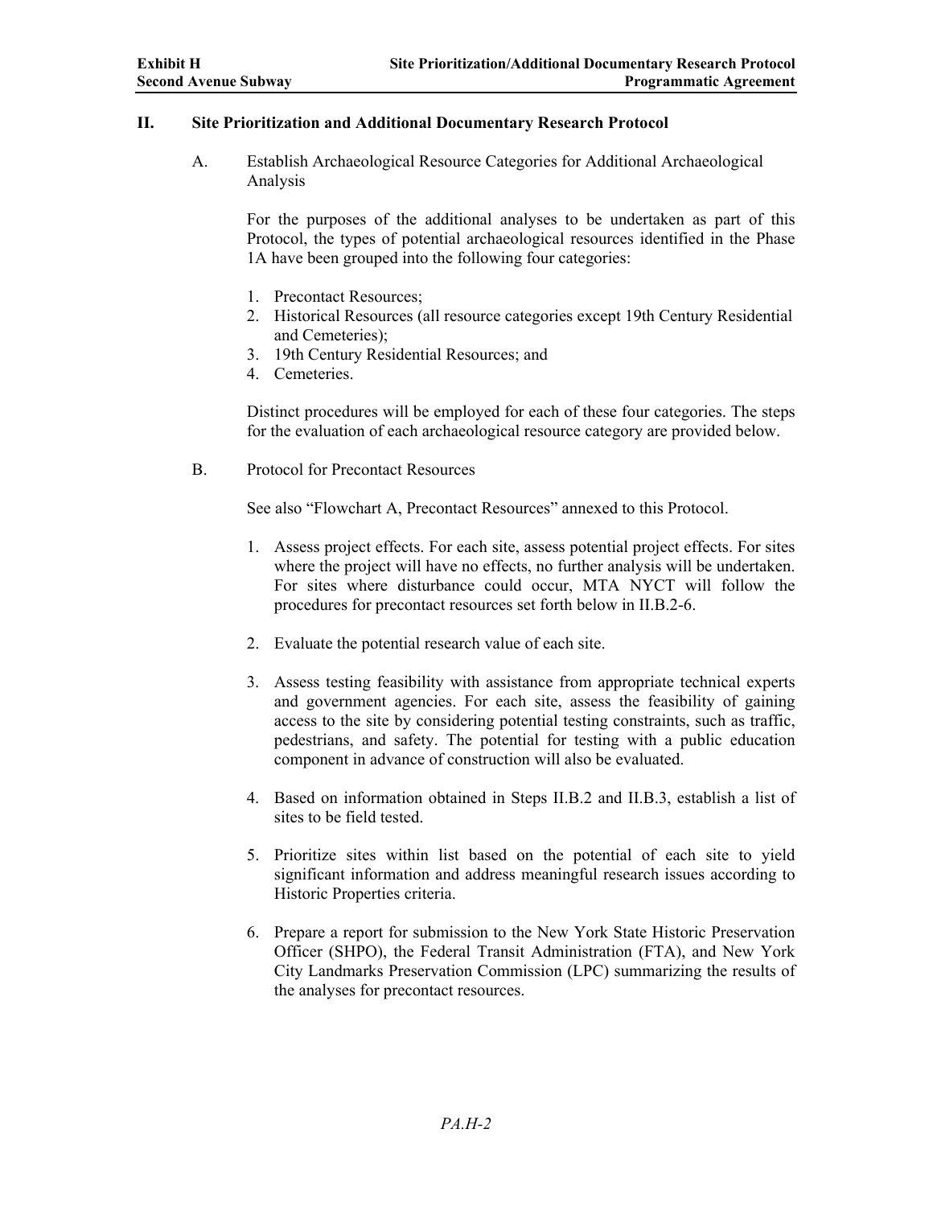## II. Site Prioritization and Additional Documentary Research Protocol

### A. Establish Archaeological Resource Categories for Additional Archaeological Analysis

For the purposes of the additional analyses to be undertaken as part of this Protocol, the types of potential archaeological resources identified in the Phase 1A have been grouped into the following four categories:

1. Precontact Resources;
2. Historical Resources (all resource categories except 19th Century Residential and Cemeteries);
3. 19th Century Residential Resources; and
4. Cemeteries.

Distinct procedures will be employed for each of these four categories. The steps for the evaluation of each archaeological resource category are provided below.

### B. Protocol for Precontact Resources

See also "Flowchart A, Precontact Resources" annexed to this Protocol.

1. Assess project effects. For each site, assess potential project effects. For sites where the project will have no effects, no further analysis will be undertaken. For sites where disturbance could occur, MTA NYCT will follow the procedures for precontact resources set forth below in II.B.2-6.

2. Evaluate the potential research value of each site.

3. Assess testing feasibility with assistance from appropriate technical experts and government agencies. For each site, assess the feasibility of gaining access to the site by considering potential testing constraints, such as traffic, pedestrians, and safety. The potential for testing with a public education component in advance of construction will also be evaluated.

4. Based on information obtained in Steps II.B.2 and II.B.3, establish a list of sites to be field tested.

5. Prioritize sites within list based on the potential of each site to yield significant information and address meaningful research issues according to Historic Properties criteria.

6. Prepare a report for submission to the New York State Historic Preservation Officer (SHPO), the Federal Transit Administration (FTA), and New York City Landmarks Preservation Commission (LPC) summarizing the results of the analyses for precontact resources.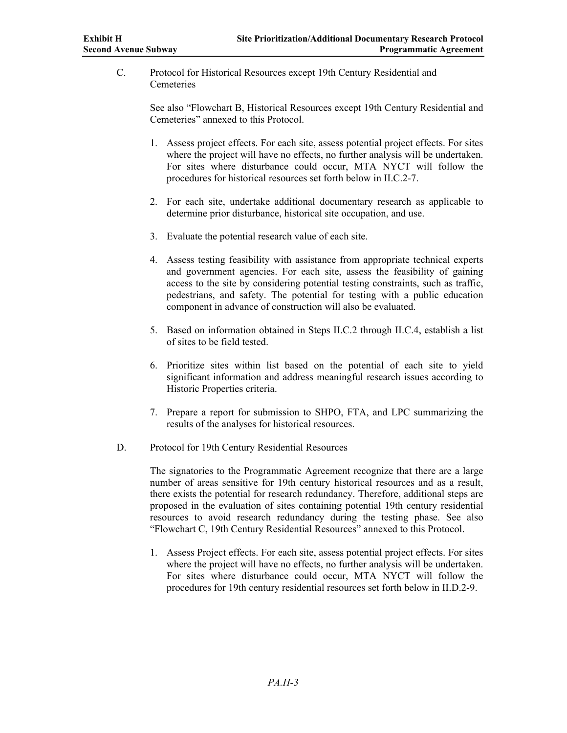C. Protocol for Historical Resources except 19th Century Residential and Cemeteries

See also "Flowchart B, Historical Resources except 19th Century Residential and Cemeteries" annexed to this Protocol.

1. Assess project effects. For each site, assess potential project effects. For sites where the project will have no effects, no further analysis will be undertaken. For sites where disturbance could occur, MTA NYCT will follow the procedures for historical resources set forth below in II.C.2-7.

2. For each site, undertake additional documentary research as applicable to determine prior disturbance, historical site occupation, and use.

3. Evaluate the potential research value of each site.

4. Assess testing feasibility with assistance from appropriate technical experts and government agencies. For each site, assess the feasibility of gaining access to the site by considering potential testing constraints, such as traffic, pedestrians, and safety. The potential for testing with a public education component in advance of construction will also be evaluated.

5. Based on information obtained in Steps II.C.2 through II.C.4, establish a list of sites to be field tested.

6. Prioritize sites within list based on the potential of each site to yield significant information and address meaningful research issues according to Historic Properties criteria.

7. Prepare a report for submission to SHPO, FTA, and LPC summarizing the results of the analyses for historical resources.

D. Protocol for 19th Century Residential Resources

The signatories to the Programmatic Agreement recognize that there are a large number of areas sensitive for 19th century historical resources and as a result, there exists the potential for research redundancy. Therefore, additional steps are proposed in the evaluation of sites containing potential 19th century residential resources to avoid research redundancy during the testing phase. See also "Flowchart C, 19th Century Residential Resources" annexed to this Protocol.

1. Assess Project effects. For each site, assess potential project effects. For sites where the project will have no effects, no further analysis will be undertaken. For sites where disturbance could occur, MTA NYCT will follow the procedures for 19th century residential resources set forth below in II.D.2-9.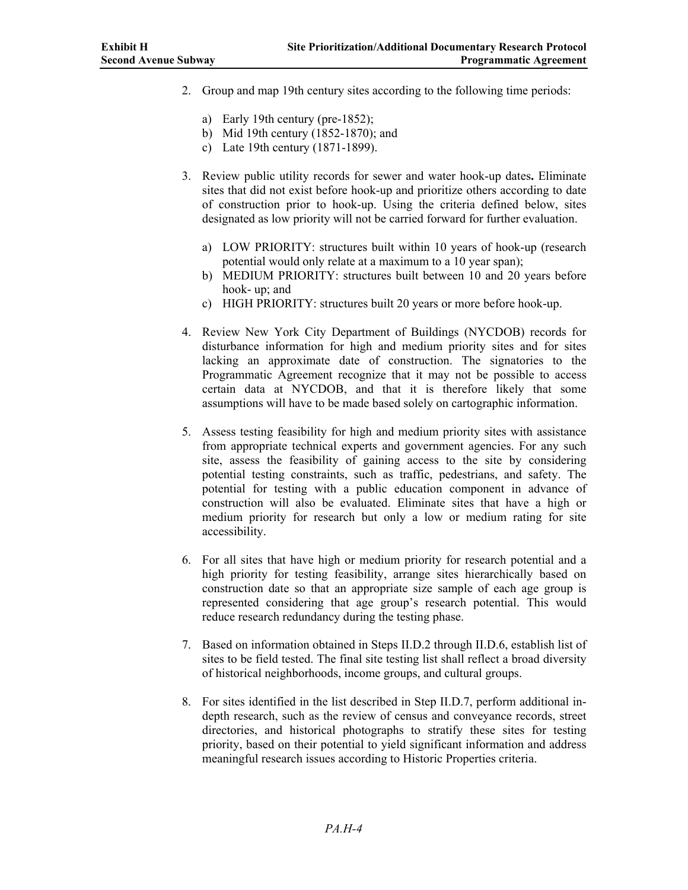2. Group and map 19th century sites according to the following time periods:

   a) Early 19th century (pre-1852);
   b) Mid 19th century (1852-1870); and
   c) Late 19th century (1871-1899).

3. Review public utility records for sewer and water hook-up dates**.** Eliminate sites that did not exist before hook-up and prioritize others according to date of construction prior to hook-up. Using the criteria defined below, sites designated as low priority will not be carried forward for further evaluation.

   a) LOW PRIORITY: structures built within 10 years of hook-up (research potential would only relate at a maximum to a 10 year span);
   b) MEDIUM PRIORITY: structures built between 10 and 20 years before hook- up; and
   c) HIGH PRIORITY: structures built 20 years or more before hook-up.

4. Review New York City Department of Buildings (NYCDOB) records for disturbance information for high and medium priority sites and for sites lacking an approximate date of construction. The signatories to the Programmatic Agreement recognize that it may not be possible to access certain data at NYCDOB, and that it is therefore likely that some assumptions will have to be made based solely on cartographic information.

5. Assess testing feasibility for high and medium priority sites with assistance from appropriate technical experts and government agencies. For any such site, assess the feasibility of gaining access to the site by considering potential testing constraints, such as traffic, pedestrians, and safety. The potential for testing with a public education component in advance of construction will also be evaluated. Eliminate sites that have a high or medium priority for research but only a low or medium rating for site accessibility.

6. For all sites that have high or medium priority for research potential and a high priority for testing feasibility, arrange sites hierarchically based on construction date so that an appropriate size sample of each age group is represented considering that age group's research potential. This would reduce research redundancy during the testing phase.

7. Based on information obtained in Steps II.D.2 through II.D.6, establish list of sites to be field tested. The final site testing list shall reflect a broad diversity of historical neighborhoods, income groups, and cultural groups.

8. For sites identified in the list described in Step II.D.7, perform additional in-depth research, such as the review of census and conveyance records, street directories, and historical photographs to stratify these sites for testing priority, based on their potential to yield significant information and address meaningful research issues according to Historic Properties criteria.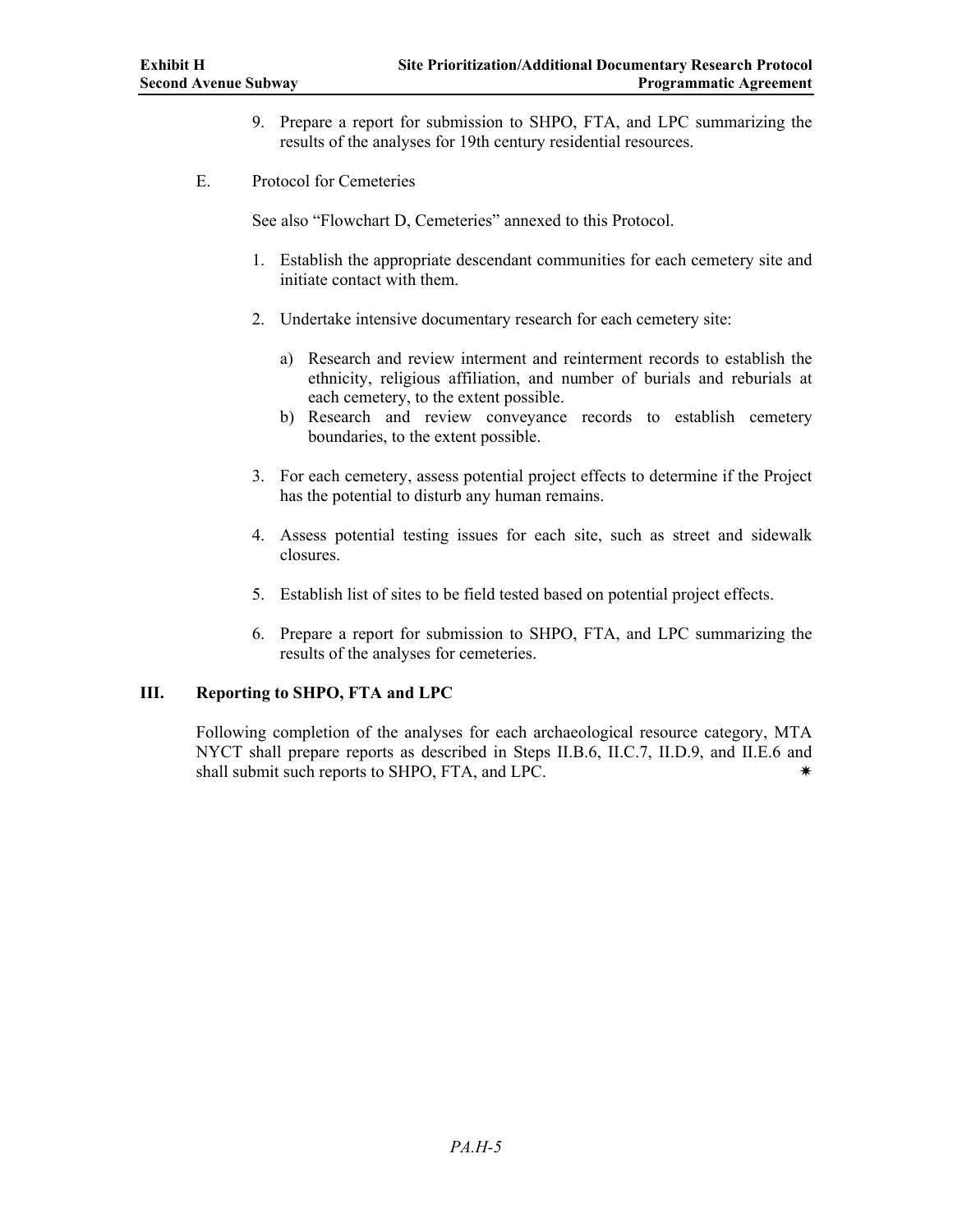9. Prepare a report for submission to SHPO, FTA, and LPC summarizing the results of the analyses for 19th century residential resources.

E. Protocol for Cemeteries

See also "Flowchart D, Cemeteries" annexed to this Protocol.

1. Establish the appropriate descendant communities for each cemetery site and initiate contact with them.

2. Undertake intensive documentary research for each cemetery site:

   a) Research and review interment and reinterment records to establish the ethnicity, religious affiliation, and number of burials and reburials at each cemetery, to the extent possible.
   b) Research and review conveyance records to establish cemetery boundaries, to the extent possible.

3. For each cemetery, assess potential project effects to determine if the Project has the potential to disturb any human remains.

4. Assess potential testing issues for each site, such as street and sidewalk closures.

5. Establish list of sites to be field tested based on potential project effects.

6. Prepare a report for submission to SHPO, FTA, and LPC summarizing the results of the analyses for cemeteries.

## III. Reporting to SHPO, FTA and LPC

Following completion of the analyses for each archaeological resource category, MTA NYCT shall prepare reports as described in Steps II.B.6, II.C.7, II.D.9, and II.E.6 and shall submit such reports to SHPO, FTA, and LPC. ✷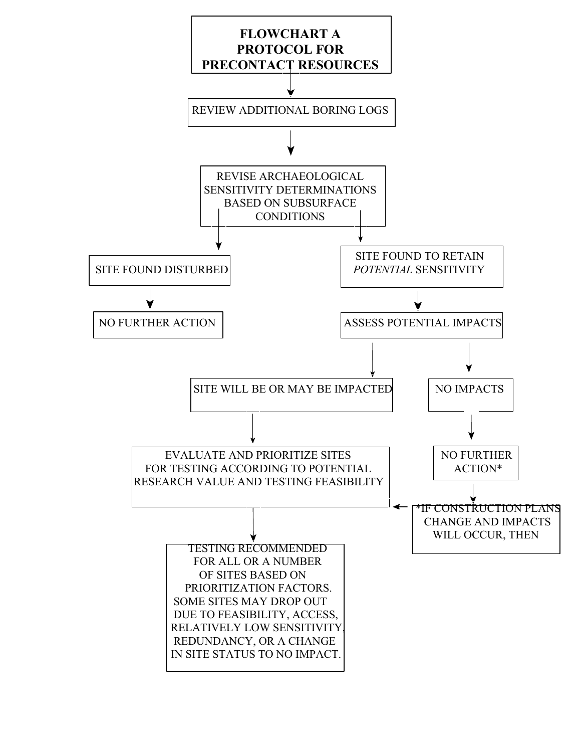# FLOWCHART A
# PROTOCOL FOR PRECONTACT RESOURCES

REVIEW ADDITIONAL BORING LOGS

↓

REVISE ARCHAEOLOGICAL SENSITIVITY DETERMINATIONS BASED ON SUBSURFACE CONDITIONS

↓

- SITE FOUND DISTURBED
  - ↓ NO FURTHER ACTION
- SITE FOUND TO RETAIN *POTENTIAL* SENSITIVITY
  - ↓ ASSESS POTENTIAL IMPACTS
    - SITE WILL BE OR MAY BE IMPACTED
      - ↓ EVALUATE AND PRIORITIZE SITES FOR TESTING ACCORDING TO POTENTIAL RESEARCH VALUE AND TESTING FEASIBILITY
        - ↓ TESTING RECOMMENDED FOR ALL OR A NUMBER OF SITES BASED ON PRIORITIZATION FACTORS. SOME SITES MAY DROP OUT DUE TO FEASIBILITY, ACCESS, RELATIVELY LOW SENSITIVITY, REDUNDANCY, OR A CHANGE IN SITE STATUS TO NO IMPACT.
    - NO IMPACTS
      - ↓ NO FURTHER ACTION*
        - ↓ *IF CONSTRUCTION PLANS CHANGE AND IMPACTS WILL OCCUR, THEN → EVALUATE AND PRIORITIZE SITES FOR TESTING ACCORDING TO POTENTIAL RESEARCH VALUE AND TESTING FEASIBILITY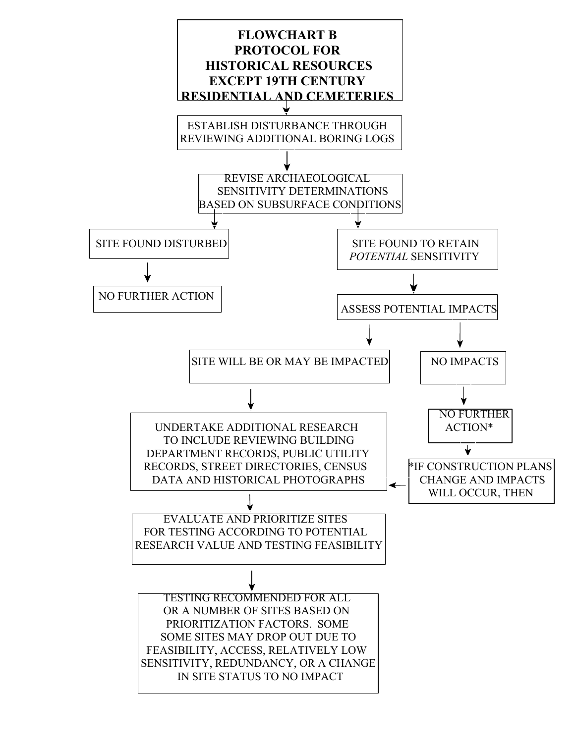# FLOWCHART B
# PROTOCOL FOR HISTORICAL RESOURCES EXCEPT 19TH CENTURY RESIDENTIAL AND CEMETERIES

ESTABLISH DISTURBANCE THROUGH REVIEWING ADDITIONAL BORING LOGS

REVISE ARCHAEOLOGICAL SENSITIVITY DETERMINATIONS BASED ON SUBSURFACE CONDITIONS

SITE FOUND DISTURBED

NO FURTHER ACTION

SITE FOUND TO RETAIN *POTENTIAL* SENSITIVITY

ASSESS POTENTIAL IMPACTS

SITE WILL BE OR MAY BE IMPACTED

NO IMPACTS

NO FURTHER ACTION*

*IF CONSTRUCTION PLANS CHANGE AND IMPACTS WILL OCCUR, THEN

UNDERTAKE ADDITIONAL RESEARCH TO INCLUDE REVIEWING BUILDING DEPARTMENT RECORDS, PUBLIC UTILITY RECORDS, STREET DIRECTORIES, CENSUS DATA AND HISTORICAL PHOTOGRAPHS

EVALUATE AND PRIORITIZE SITES FOR TESTING ACCORDING TO POTENTIAL RESEARCH VALUE AND TESTING FEASIBILITY

TESTING RECOMMENDED FOR ALL OR A NUMBER OF SITES BASED ON PRIORITIZATION FACTORS. SOME SOME SITES MAY DROP OUT DUE TO FEASIBILITY, ACCESS, RELATIVELY LOW SENSITIVITY, REDUNDANCY, OR A CHANGE IN SITE STATUS TO NO IMPACT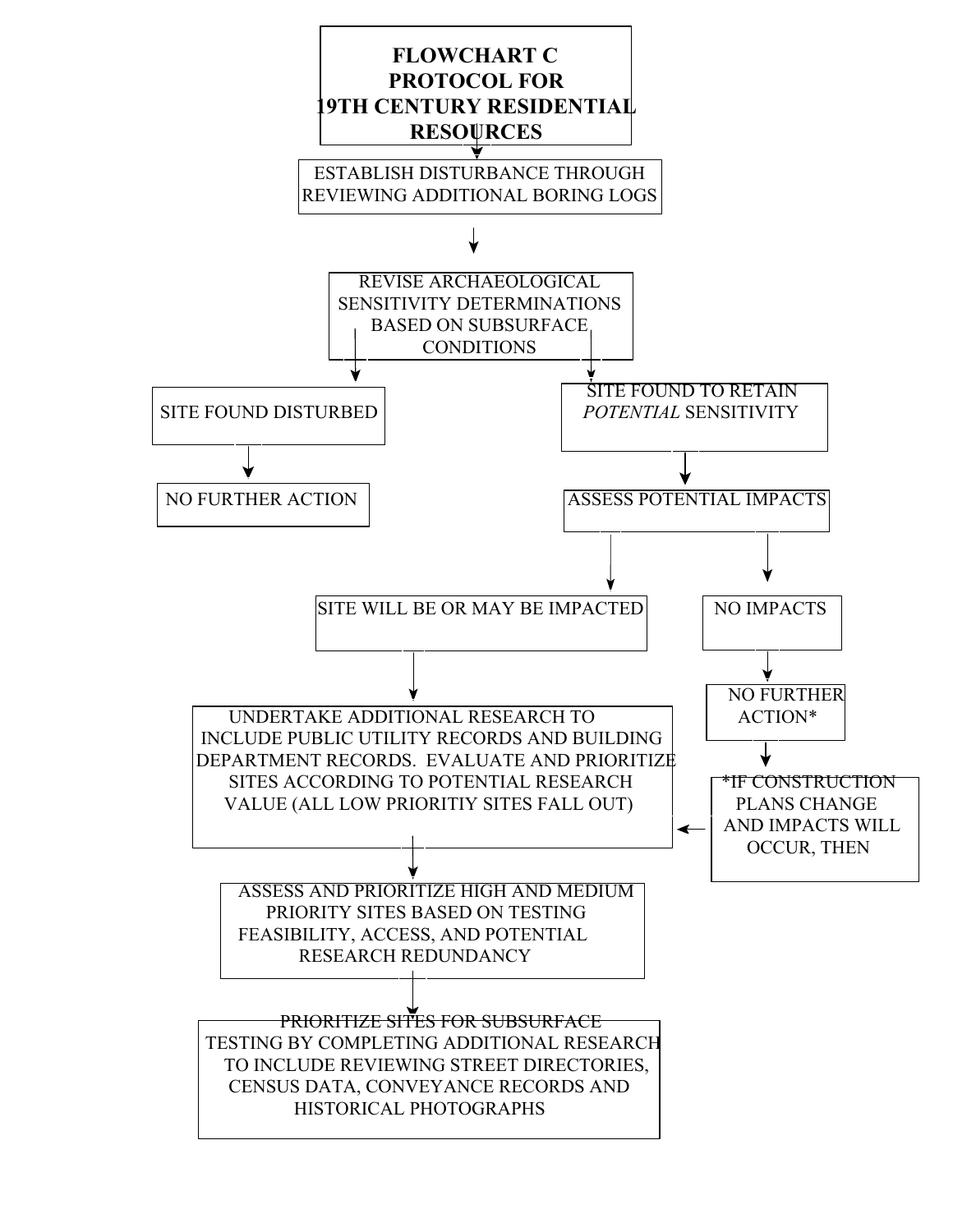# FLOWCHART C
# PROTOCOL FOR 19TH CENTURY RESIDENTIAL RESOURCES

ESTABLISH DISTURBANCE THROUGH REVIEWING ADDITIONAL BORING LOGS

↓

REVISE ARCHAEOLOGICAL SENSITIVITY DETERMINATIONS BASED ON SUBSURFACE CONDITIONS

- SITE FOUND DISTURBED
  - ↓ NO FURTHER ACTION
- SITE FOUND TO RETAIN *POTENTIAL* SENSITIVITY
  - ↓ ASSESS POTENTIAL IMPACTS
    - NO IMPACTS
      - ↓ NO FURTHER ACTION*
      - ↓ *IF CONSTRUCTION PLANS CHANGE AND IMPACTS WILL OCCUR, THEN → UNDERTAKE ADDITIONAL RESEARCH (below)
    - SITE WILL BE OR MAY BE IMPACTED
      - ↓ UNDERTAKE ADDITIONAL RESEARCH TO INCLUDE PUBLIC UTILITY RECORDS AND BUILDING DEPARTMENT RECORDS. EVALUATE AND PRIORITIZE SITES ACCORDING TO POTENTIAL RESEARCH VALUE (ALL LOW PRIORITIY SITES FALL OUT)
      - ↓ ASSESS AND PRIORITIZE HIGH AND MEDIUM PRIORITY SITES BASED ON TESTING FEASIBILITY, ACCESS, AND POTENTIAL RESEARCH REDUNDANCY
      - ↓ PRIORITIZE SITES FOR SUBSURFACE TESTING BY COMPLETING ADDITIONAL RESEARCH TO INCLUDE REVIEWING STREET DIRECTORIES, CENSUS DATA, CONVEYANCE RECORDS AND HISTORICAL PHOTOGRAPHS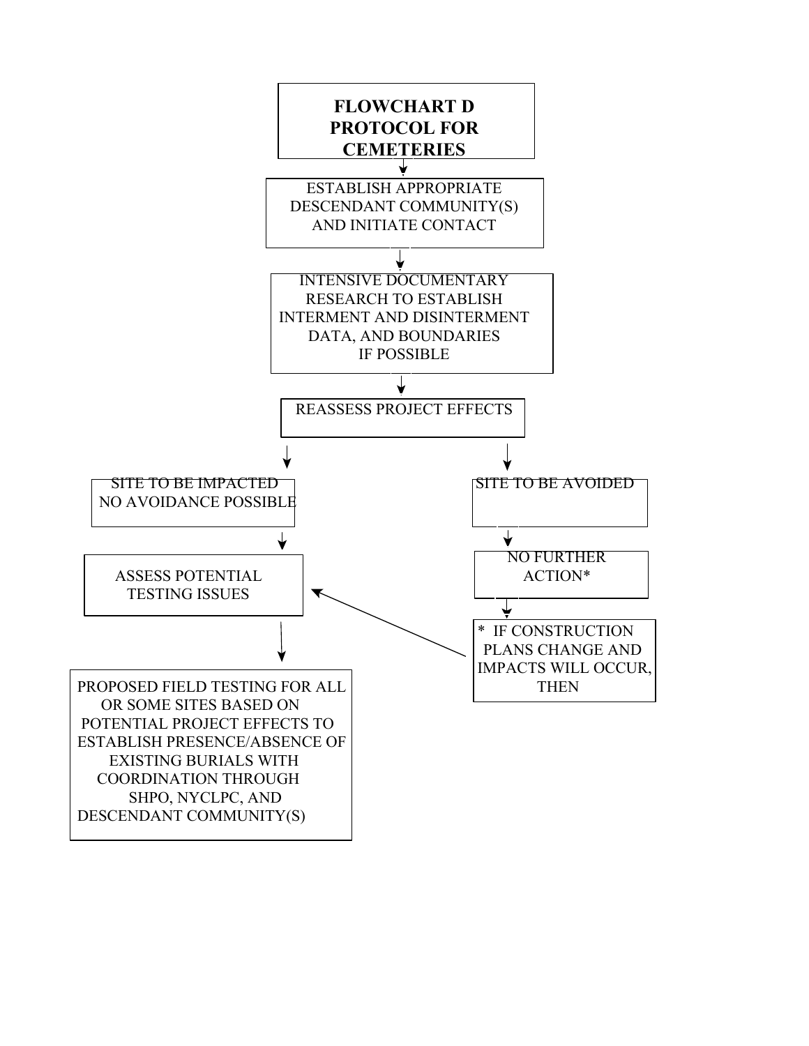**FLOWCHART D**
**PROTOCOL FOR CEMETERIES**

ESTABLISH APPROPRIATE DESCENDANT COMMUNITY(S) AND INITIATE CONTACT

INTENSIVE DOCUMENTARY RESEARCH TO ESTABLISH INTERMENT AND DISINTERMENT DATA, AND BOUNDARIES IF POSSIBLE

REASSESS PROJECT EFFECTS

SITE TO BE IMPACTED NO AVOIDANCE POSSIBLE

SITE TO BE AVOIDED

ASSESS POTENTIAL TESTING ISSUES

NO FURTHER ACTION*

* IF CONSTRUCTION PLANS CHANGE AND IMPACTS WILL OCCUR, THEN

PROPOSED FIELD TESTING FOR ALL OR SOME SITES BASED ON POTENTIAL PROJECT EFFECTS TO ESTABLISH PRESENCE/ABSENCE OF EXISTING BURIALS WITH COORDINATION THROUGH SHPO, NYCLPC, AND DESCENDANT COMMUNITY(S)